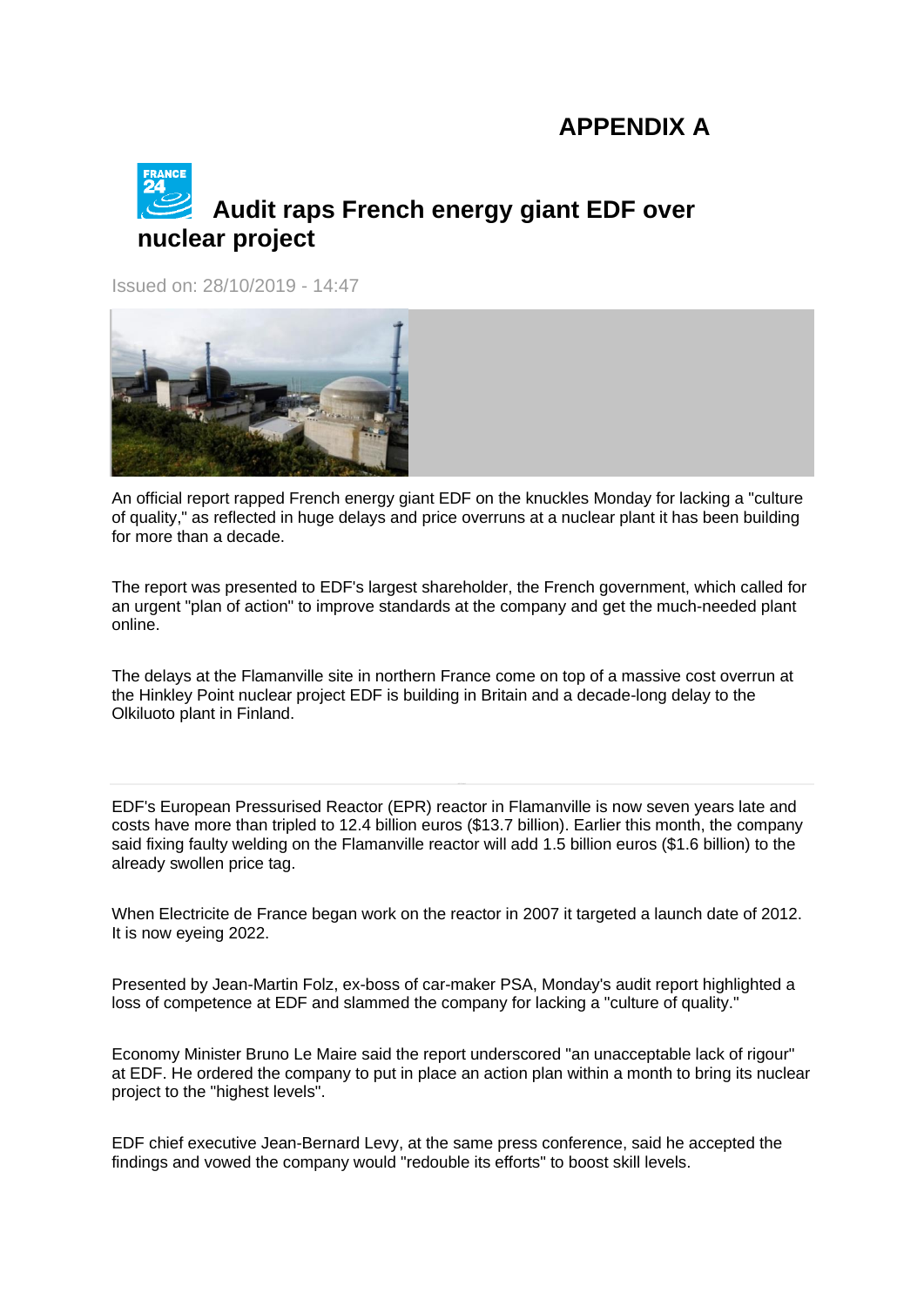## APPENDIX A

# Audit raps French energy giant EDF over nuclear project

Issued on: 28/10/2019 - 14:47

An official report rapped French energy giant EDF on the knuckles Monday for lacking a "culture of quality," as reflected in huge delays and price overruns at a nuclear plant it has been building for more than a decade.

The report was presented to EDF's largest shareholder, the French government, which called for an urgent "plan of action" to improve standards at the company and get the much-needed plant online.

The delays at the Flamanville site in northern France come on top of a massive cost overrun at the Hinkley Point nuclear project EDF is building in Britain and a decade-long delay to the Olkiluoto plant in Finland.

EDF's European Pressurised Reactor (EPR) reactor in Flamanville is now seven years late and costs have more than tripled to 12.4 billion euros ($13.7 billion). Earlier this month, the company said fixing faulty welding on the Flamanville reactor will add 1.5 billion euros ($1.6 billion) to the already swollen price tag.

When Electricite de France began work on the reactor in 2007 it targeted a launch date of 2012. It is now eyeing 2022.

Presented by Jean-Martin Folz, ex-boss of car-maker PSA, Monday's audit report highlighted a loss of competence at EDF and slammed the company for lacking a "culture of quality."

Economy Minister Bruno Le Maire said the report underscored "an unacceptable lack of rigour" at EDF. He ordered the company to put in place an action plan within a month to bring its nuclear project to the "highest levels".

EDF chief executive Jean-Bernard Levy, at the same press conference, said he accepted the findings and vowed the company would "redouble its efforts" to boost skill levels.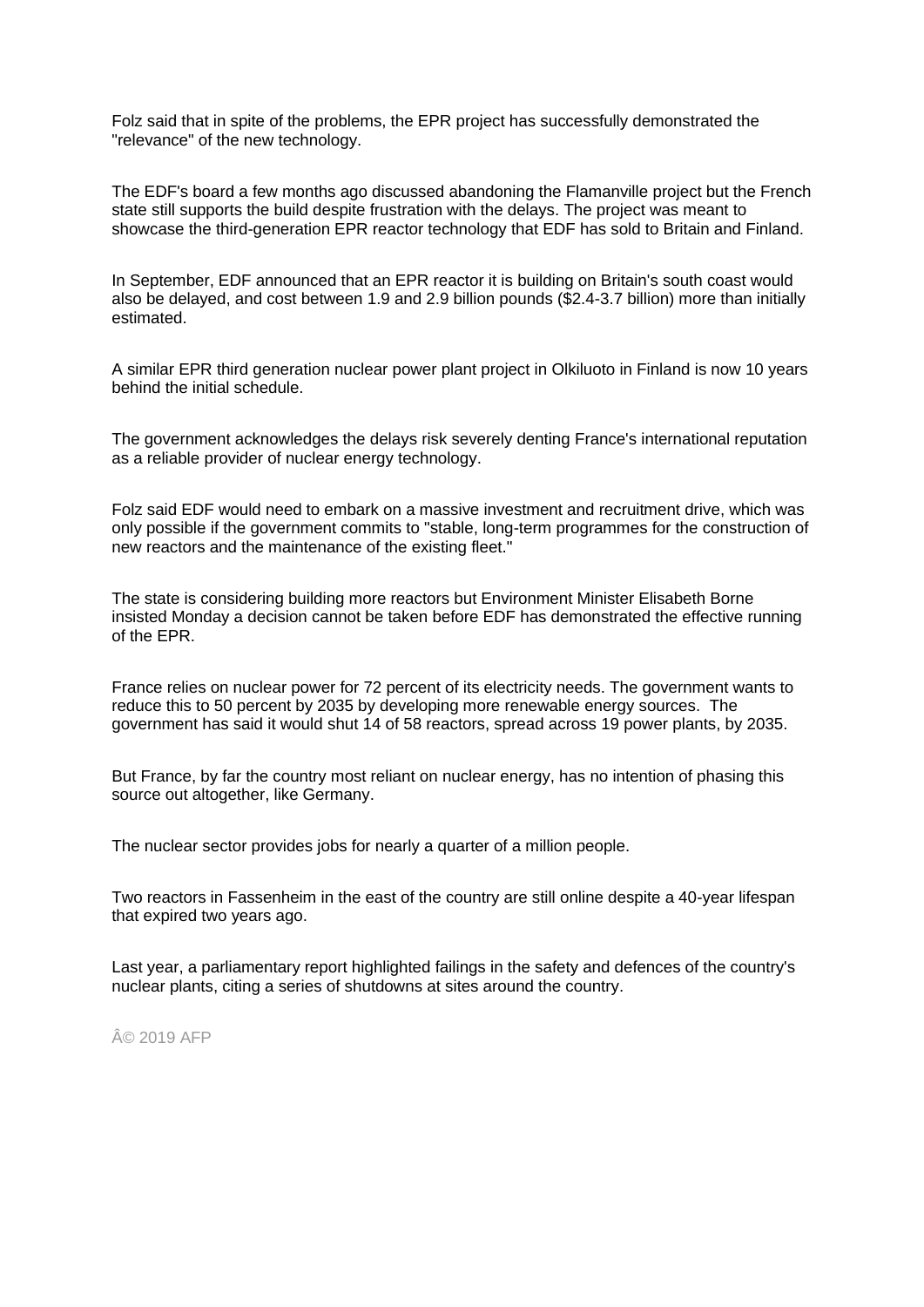Folz said that in spite of the problems, the EPR project has successfully demonstrated the "relevance" of the new technology.

The EDF's board a few months ago discussed abandoning the Flamanville project but the French state still supports the build despite frustration with the delays. The project was meant to showcase the third-generation EPR reactor technology that EDF has sold to Britain and Finland.

In September, EDF announced that an EPR reactor it is building on Britain's south coast would also be delayed, and cost between 1.9 and 2.9 billion pounds ($2.4-3.7 billion) more than initially estimated.

A similar EPR third generation nuclear power plant project in Olkiluoto in Finland is now 10 years behind the initial schedule.

The government acknowledges the delays risk severely denting France's international reputation as a reliable provider of nuclear energy technology.

Folz said EDF would need to embark on a massive investment and recruitment drive, which was only possible if the government commits to "stable, long-term programmes for the construction of new reactors and the maintenance of the existing fleet."

The state is considering building more reactors but Environment Minister Elisabeth Borne insisted Monday a decision cannot be taken before EDF has demonstrated the effective running of the EPR.

France relies on nuclear power for 72 percent of its electricity needs. The government wants to reduce this to 50 percent by 2035 by developing more renewable energy sources. The government has said it would shut 14 of 58 reactors, spread across 19 power plants, by 2035.

But France, by far the country most reliant on nuclear energy, has no intention of phasing this source out altogether, like Germany.

The nuclear sector provides jobs for nearly a quarter of a million people.

Two reactors in Fassenheim in the east of the country are still online despite a 40-year lifespan that expired two years ago.

Last year, a parliamentary report highlighted failings in the safety and defences of the country's nuclear plants, citing a series of shutdowns at sites around the country.

Â© 2019 AFP